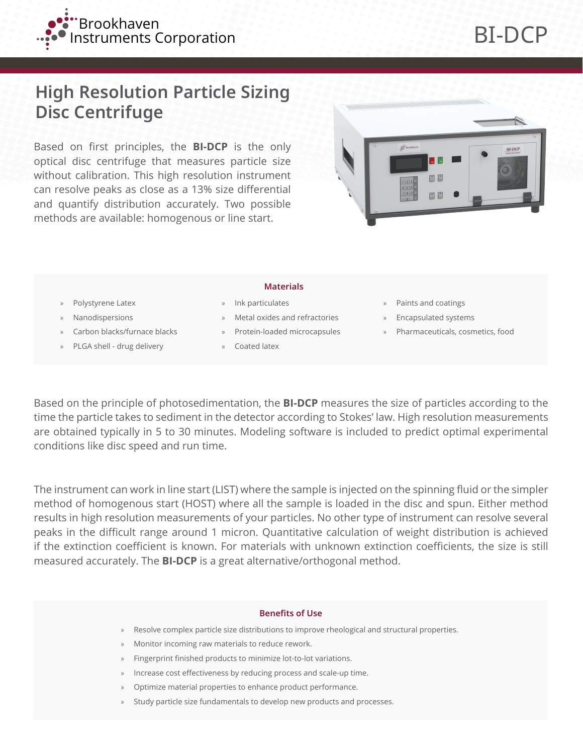Brookhaven Instruments Corporation

# BI-DCP

## High Resolution Particle Sizing Disc Centrifuge

Based on first principles, the **BI-DCP** is the only optical disc centrifuge that measures particle size without calibration. This high resolution instrument can resolve peaks as close as a 13% size differential and quantify distribution accurately. Two possible methods are available: homogenous or line start.

### Materials

- Polystyrene Latex
- Nanodispersions
- Carbon blacks/furnace blacks
- PLGA shell - drug delivery
- Ink particulates
- Metal oxides and refractories
- Protein-loaded microcapsules
- Coated latex
- Paints and coatings
- Encapsulated systems
- Pharmaceuticals, cosmetics, food

Based on the principle of photosedimentation, the **BI-DCP** measures the size of particles according to the time the particle takes to sediment in the detector according to Stokes' law. High resolution measurements are obtained typically in 5 to 30 minutes. Modeling software is included to predict optimal experimental conditions like disc speed and run time.

The instrument can work in line start (LIST) where the sample is injected on the spinning fluid or the simpler method of homogenous start (HOST) where all the sample is loaded in the disc and spun. Either method results in high resolution measurements of your particles. No other type of instrument can resolve several peaks in the difficult range around 1 micron. Quantitative calculation of weight distribution is achieved if the extinction coefficient is known. For materials with unknown extinction coefficients, the size is still measured accurately. The **BI-DCP** is a great alternative/orthogonal method.

### Benefits of Use

- Resolve complex particle size distributions to improve rheological and structural properties.
- Monitor incoming raw materials to reduce rework.
- Fingerprint finished products to minimize lot-to-lot variations.
- Increase cost effectiveness by reducing process and scale-up time.
- Optimize material properties to enhance product performance.
- Study particle size fundamentals to develop new products and processes.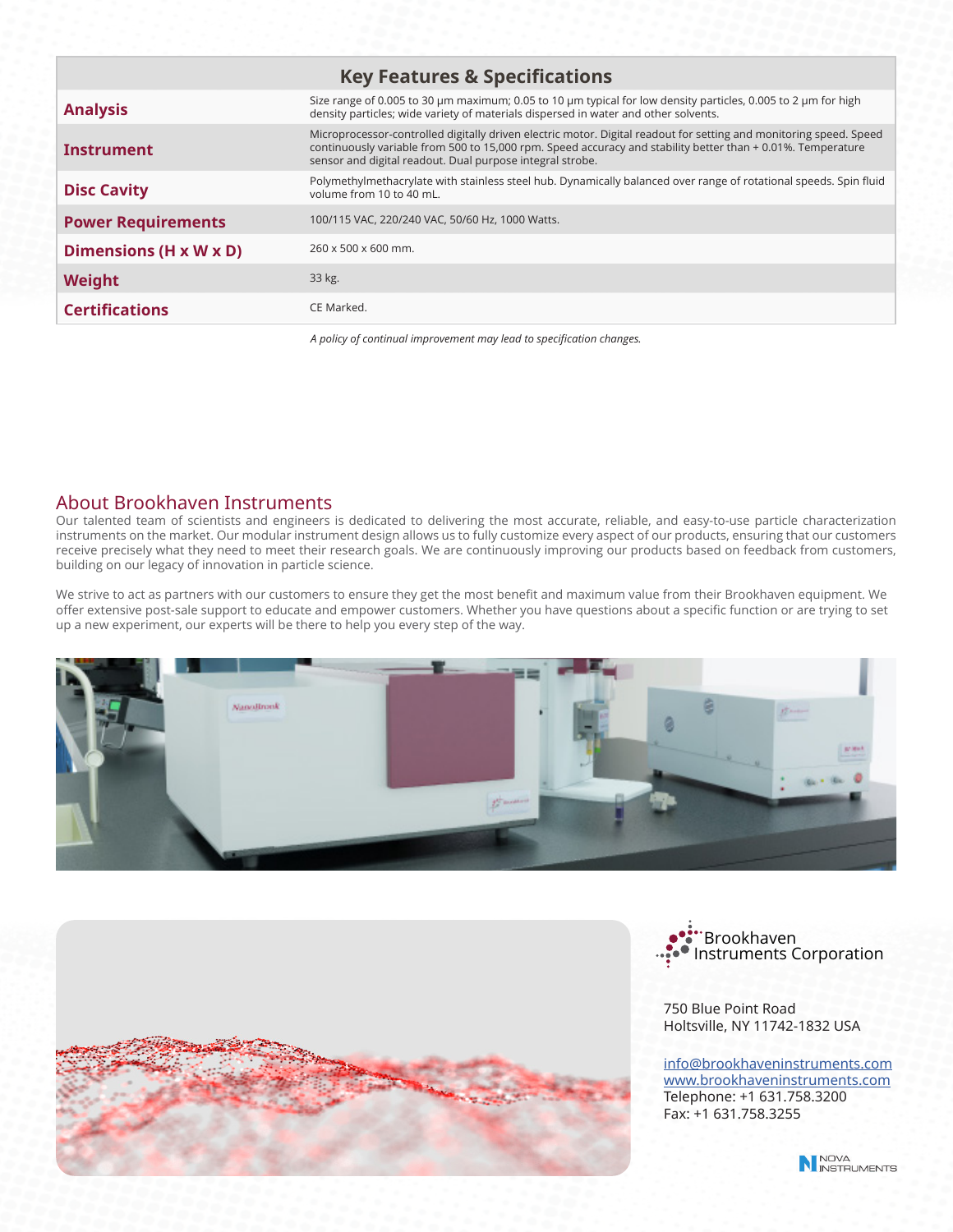## Key Features & Specifications

| | |
|---|---|
| **Analysis** | Size range of 0.005 to 30 µm maximum; 0.05 to 10 µm typical for low density particles, 0.005 to 2 µm for high density particles; wide variety of materials dispersed in water and other solvents. |
| **Instrument** | Microprocessor-controlled digitally driven electric motor. Digital readout for setting and monitoring speed. Speed continuously variable from 500 to 15,000 rpm. Speed accuracy and stability better than + 0.01%. Temperature sensor and digital readout. Dual purpose integral strobe. |
| **Disc Cavity** | Polymethylmethacrylate with stainless steel hub. Dynamically balanced over range of rotational speeds. Spin fluid volume from 10 to 40 mL. |
| **Power Requirements** | 100/115 VAC, 220/240 VAC, 50/60 Hz, 1000 Watts. |
| **Dimensions (H x W x D)** | 260 x 500 x 600 mm. |
| **Weight** | 33 kg. |
| **Certifications** | CE Marked. |

*A policy of continual improvement may lead to specification changes.*

## About Brookhaven Instruments

Our talented team of scientists and engineers is dedicated to delivering the most accurate, reliable, and easy-to-use particle characterization instruments on the market. Our modular instrument design allows us to fully customize every aspect of our products, ensuring that our customers receive precisely what they need to meet their research goals. We are continuously improving our products based on feedback from customers, building on our legacy of innovation in particle science.

We strive to act as partners with our customers to ensure they get the most benefit and maximum value from their Brookhaven equipment. We offer extensive post-sale support to educate and empower customers. Whether you have questions about a specific function or are trying to set up a new experiment, our experts will be there to help you every step of the way.

Brookhaven Instruments Corporation

750 Blue Point Road
Holtsville, NY 11742-1832 USA

info@brookhaveninstruments.com
www.brookhaveninstruments.com
Telephone: +1 631.758.3200
Fax: +1 631.758.3255

NOVA INSTRUMENTS